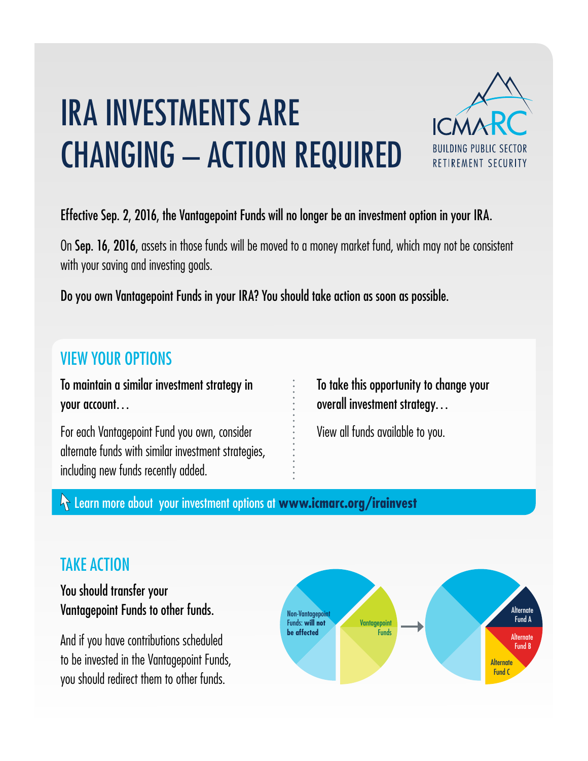# IRA INVESTMENTS ARE CHANGING – ACTION REQUIRED

ICMARC
BUILDING PUBLIC SECTOR RETIREMENT SECURITY

Effective Sep. 2, 2016, the Vantagepoint Funds will no longer be an investment option in your IRA.

On **Sep. 16, 2016**, assets in those funds will be moved to a money market fund, which may not be consistent with your saving and investing goals.

**Do you own Vantagepoint Funds in your IRA? You should take action as soon as possible.**

## VIEW YOUR OPTIONS

**To maintain a similar investment strategy in your account…**

For each Vantagepoint Fund you own, consider alternate funds with similar investment strategies, including new funds recently added.

**To take this opportunity to change your overall investment strategy…**

View all funds available to you.

Learn more about your investment options at **www.icmarc.org/irainvest**

## TAKE ACTION

**You should transfer your Vantagepoint Funds to other funds.**

And if you have contributions scheduled to be invested in the Vantagepoint Funds, you should redirect them to other funds.

Non-Vantagepoint Funds: **will not be affected**

Vantagepoint Funds

Alternate Fund A

Alternate Fund B

Alternate Fund C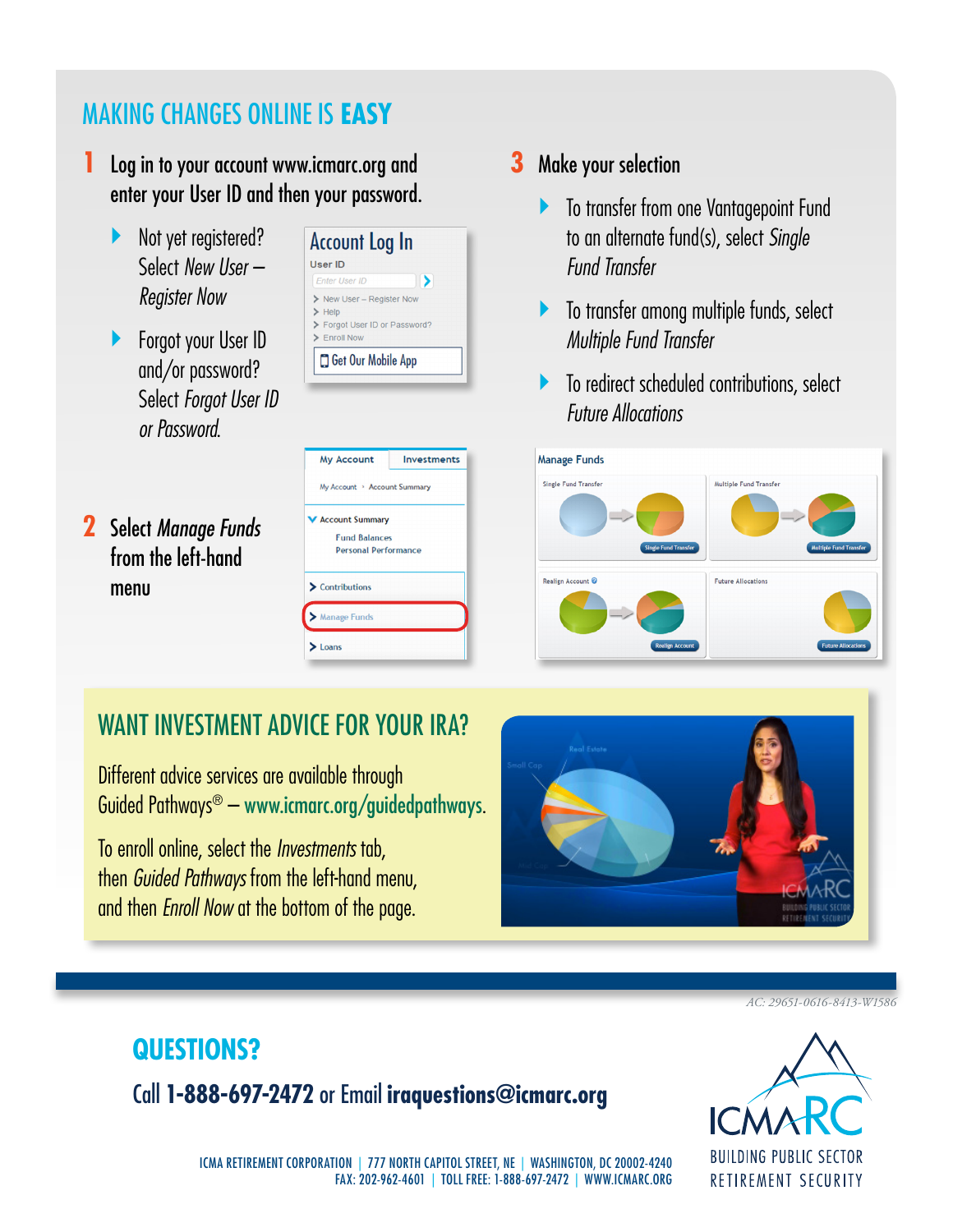## MAKING CHANGES ONLINE IS **EASY**

**1** Log in to your account www.icmarc.org and enter your User ID and then your password.

- Not yet registered? Select *New User – Register Now*
- Forgot your User ID and/or password? Select *Forgot User ID or Password.*

Account Log In
User ID
Enter User ID
New User – Register Now
Help
Forgot User ID or Password?
Enroll Now
Get Our Mobile App

**2** Select *Manage Funds* from the left-hand menu

My Account | Investments
My Account › Account Summary
Account Summary
Fund Balances
Personal Performance
Contributions
Manage Funds
Loans

**3** Make your selection

- To transfer from one Vantagepoint Fund to an alternate fund(s), select *Single Fund Transfer*
- To transfer among multiple funds, select *Multiple Fund Transfer*
- To redirect scheduled contributions, select *Future Allocations*

Manage Funds
Single Fund Transfer
Multiple Fund Transfer
Realign Account
Future Allocations

## WANT INVESTMENT ADVICE FOR YOUR IRA?

Different advice services are available through Guided Pathways® – www.icmarc.org/guidedpathways.

To enroll online, select the *Investments* tab, then *Guided Pathways* from the left-hand menu, and then *Enroll Now* at the bottom of the page.

*AC: 29651-0616-8413-W1586*

## QUESTIONS?

Call **1-888-697-2472** or Email **iraquestions@icmarc.org**

ICMA RETIREMENT CORPORATION | 777 NORTH CAPITOL STREET, NE | WASHINGTON, DC 20002-4240
FAX: 202-962-4601 | TOLL FREE: 1-888-697-2472 | WWW.ICMARC.ORG

ICMARC
BUILDING PUBLIC SECTOR RETIREMENT SECURITY